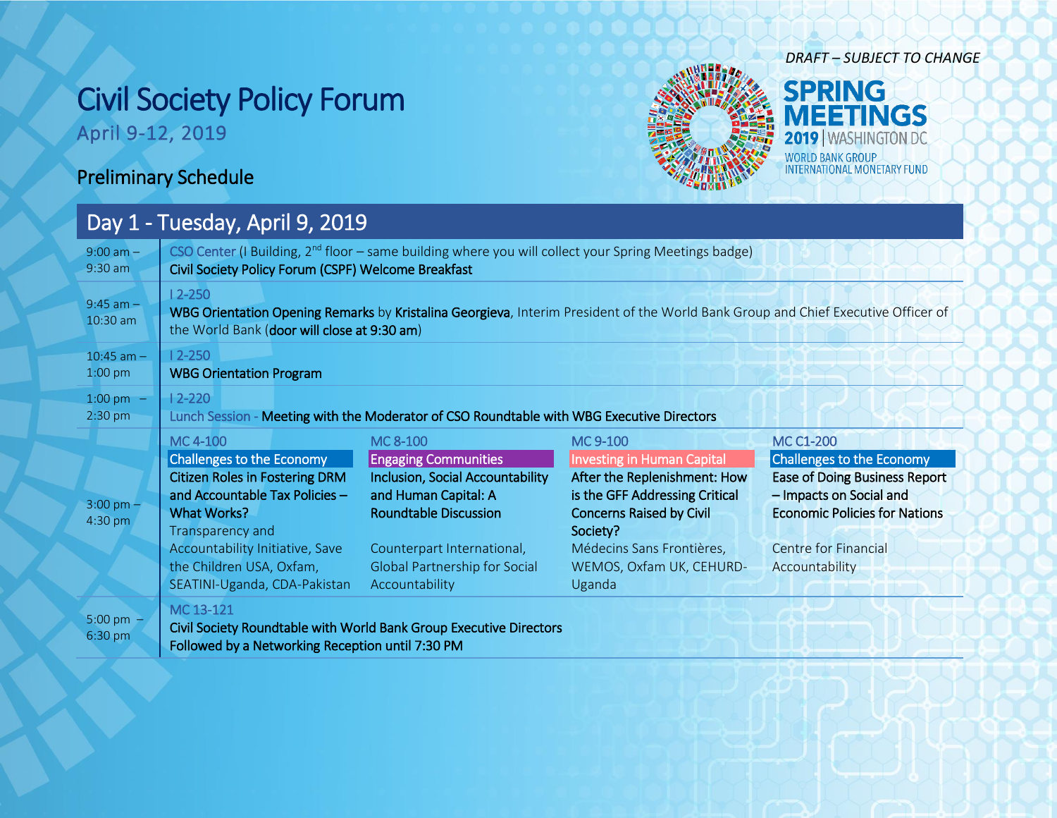*DRAFT – SUBJECT TO CHANGE*

# Civil Society Policy Forum

April 9-12, 2019

**SPRING MEETINGS**
**2019** | WASHINGTON DC
WORLD BANK GROUP
INTERNATIONAL MONETARY FUND

## Preliminary Schedule

## Day 1 - Tuesday, April 9, 2019

| Time | Session |
|---|---|
| 9:00 am – 9:30 am | CSO Center (I Building, 2nd floor – same building where you will collect your Spring Meetings badge)<br>**Civil Society Policy Forum (CSPF) Welcome Breakfast** |
| 9:45 am – 10:30 am | I 2-250<br>**WBG Orientation Opening Remarks** by **Kristalina Georgieva**, Interim President of the World Bank Group and Chief Executive Officer of the World Bank (**door will close at 9:30 am**) |
| 10:45 am – 1:00 pm | I 2-250<br>**WBG Orientation Program** |
| 1:00 pm – 2:30 pm | I 2-220<br>Lunch Session - **Meeting with the Moderator of CSO Roundtable with WBG Executive Directors** |
| 3:00 pm – 4:30 pm | MC 4-100<br>Challenges to the Economy<br>**Citizen Roles in Fostering DRM and Accountable Tax Policies – What Works?**<br>Transparency and Accountability Initiative, Save the Children USA, Oxfam, SEATINI-Uganda, CDA-Pakistan |
| | MC 8-100<br>Engaging Communities<br>**Inclusion, Social Accountability and Human Capital: A Roundtable Discussion**<br>Counterpart International, Global Partnership for Social Accountability |
| | MC 9-100<br>Investing in Human Capital<br>**After the Replenishment: How is the GFF Addressing Critical Concerns Raised by Civil Society?**<br>Médecins Sans Frontières, WEMOS, Oxfam UK, CEHURD-Uganda |
| | MC C1-200<br>Challenges to the Economy<br>**Ease of Doing Business Report – Impacts on Social and Economic Policies for Nations**<br>Centre for Financial Accountability |
| 5:00 pm – 6:30 pm | MC 13-121<br>**Civil Society Roundtable with World Bank Group Executive Directors**<br>**Followed by a Networking Reception until 7:30 PM** |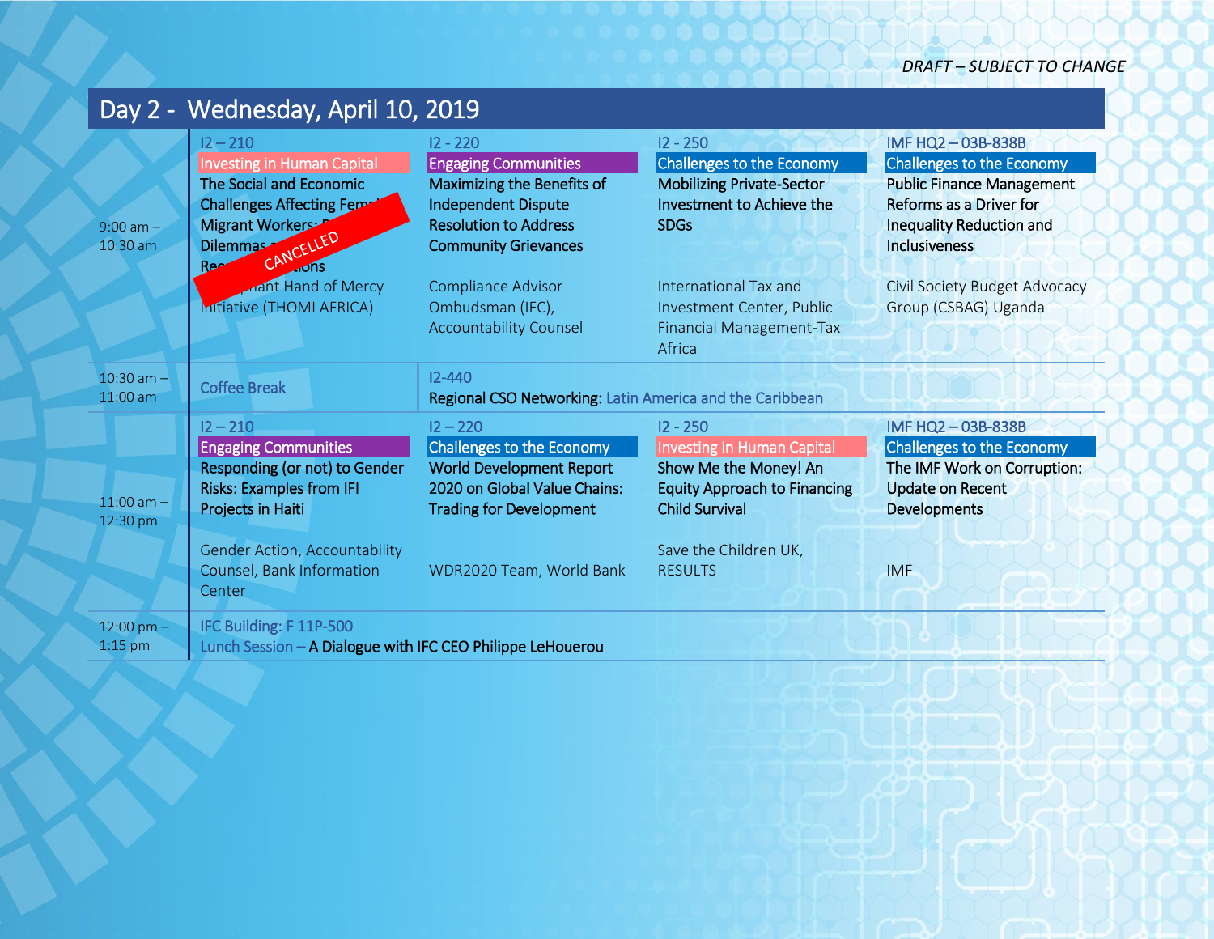*DRAFT – SUBJECT TO CHANGE*

# Day 2 - Wednesday, April 10, 2019

| Time | | | | |
|---|---|---|---|---|
| 9:00 am – 10:30 am | I2 – 210<br>Investing in Human Capital<br>**The Social and Economic Challenges Affecting Female Migrant Workers: Dilemmas and Recommendations**<br>Triumphant Hand of Mercy Initiative (THOMI AFRICA)<br>CANCELLED | I2 - 220<br>Engaging Communities<br>**Maximizing the Benefits of Independent Dispute Resolution to Address Community Grievances**<br>Compliance Advisor Ombudsman (IFC), Accountability Counsel | I2 - 250<br>Challenges to the Economy<br>**Mobilizing Private-Sector Investment to Achieve the SDGs**<br>International Tax and Investment Center, Public Financial Management-Tax Africa | IMF HQ2 – 03B-838B<br>Challenges to the Economy<br>**Public Finance Management Reforms as a Driver for Inequality Reduction and Inclusiveness**<br>Civil Society Budget Advocacy Group (CSBAG) Uganda |
| 10:30 am – 11:00 am | Coffee Break | I2-440<br>**Regional CSO Networking:** Latin America and the Caribbean | | |
| 11:00 am – 12:30 pm | I2 – 210<br>Engaging Communities<br>**Responding (or not) to Gender Risks: Examples from IFI Projects in Haiti**<br>Gender Action, Accountability Counsel, Bank Information Center | I2 – 220<br>Challenges to the Economy<br>**World Development Report 2020 on Global Value Chains: Trading for Development**<br>WDR2020 Team, World Bank | I2 - 250<br>Investing in Human Capital<br>**Show Me the Money! An Equity Approach to Financing Child Survival**<br>Save the Children UK, RESULTS | IMF HQ2 – 03B-838B<br>Challenges to the Economy<br>**The IMF Work on Corruption: Update on Recent Developments**<br>IMF |
| 12:00 pm – 1:15 pm | IFC Building: F 11P-500<br>Lunch Session – **A Dialogue with IFC CEO Philippe LeHouerou** | | | |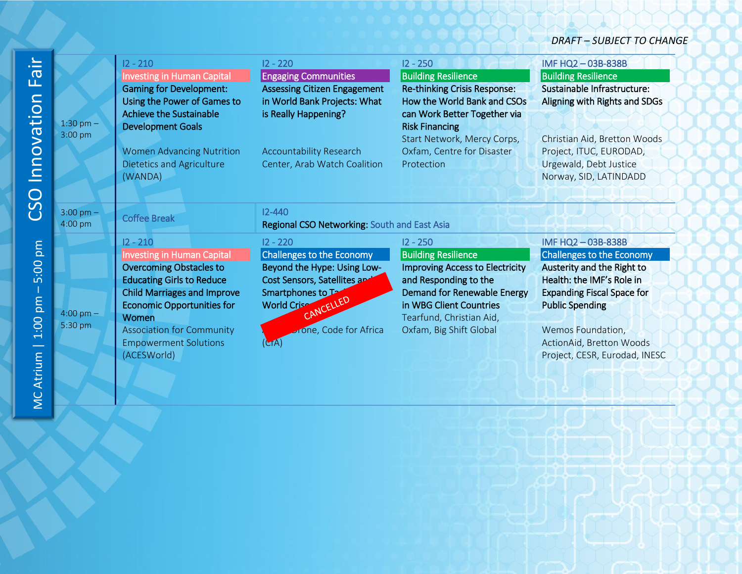*DRAFT – SUBJECT TO CHANGE*

# CSO Innovation Fair

**MC Atrium | 1:00 pm – 5:00 pm**

| Time | I2 - 210 | I2 - 220 | I2 - 250 | IMF HQ2 – 03B-838B |
|---|---|---|---|---|
| 1:30 pm – 3:00 pm | Investing in Human Capital<br>**Gaming for Development: Using the Power of Games to Achieve the Sustainable Development Goals**<br>Women Advancing Nutrition Dietetics and Agriculture (WANDA) | Engaging Communities<br>**Assessing Citizen Engagement in World Bank Projects: What is Really Happening?**<br>Accountability Research Center, Arab Watch Coalition | Building Resilience<br>**Re-thinking Crisis Response: How the World Bank and CSOs can Work Better Together via Risk Financing**<br>Start Network, Mercy Corps, Oxfam, Centre for Disaster Protection | Building Resilience<br>**Sustainable Infrastructure: Aligning with Rights and SDGs**<br>Christian Aid, Bretton Woods Project, ITUC, EURODAD, Urgewald, Debt Justice Norway, SID, LATINDADD |
| 3:00 pm – 4:00 pm | Coffee Break | I2-440<br>**Regional CSO Networking:** South and East Asia | | |
| 4:00 pm – 5:30 pm | I2 - 210<br>Investing in Human Capital<br>**Overcoming Obstacles to Educating Girls to Reduce Child Marriages and Improve Economic Opportunities for Women**<br>Association for Community Empowerment Solutions (ACESWorld) | I2 - 220<br>Challenges to the Economy<br>**Beyond the Hype: Using Low-Cost Sensors, Satellites and Smartphones to T... World Cris...**<br>...Drone, Code for Africa (CfA)<br>CANCELLED | I2 - 250<br>Building Resilience<br>**Improving Access to Electricity and Responding to the Demand for Renewable Energy in WBG Client Countries**<br>Tearfund, Christian Aid, Oxfam, Big Shift Global | IMF HQ2 – 03B-838B<br>Challenges to the Economy<br>**Austerity and the Right to Health: the IMF's Role in Expanding Fiscal Space for Public Spending**<br>Wemos Foundation, ActionAid, Bretton Woods Project, CESR, Eurodad, INESC |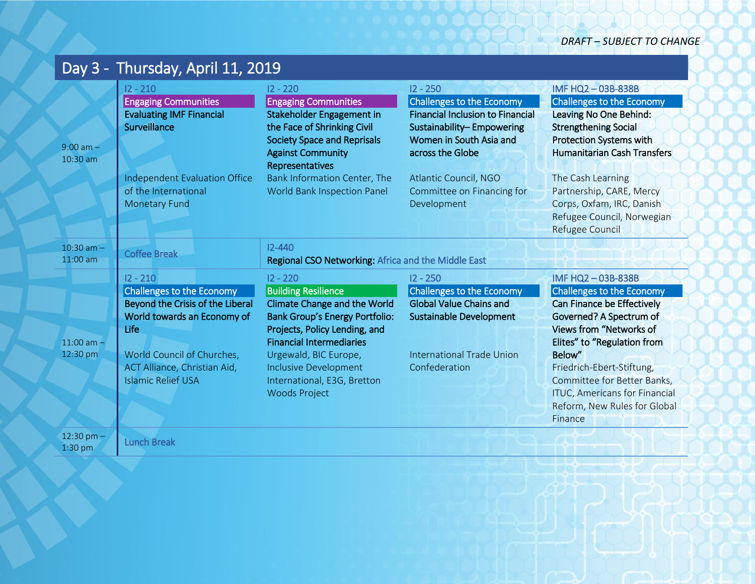*DRAFT – SUBJECT TO CHANGE*

# Day 3 - Thursday, April 11, 2019

| Time | | | | |
|---|---|---|---|---|
| 9:00 am – 10:30 am | I2 - 210<br>**Engaging Communities**<br>**Evaluating IMF Financial Surveillance**<br><br>Independent Evaluation Office of the International Monetary Fund | I2 - 220<br>**Engaging Communities**<br>**Stakeholder Engagement in the Face of Shrinking Civil Society Space and Reprisals Against Community Representatives**<br><br>Bank Information Center, The World Bank Inspection Panel | I2 - 250<br>**Challenges to the Economy**<br>**Financial Inclusion to Financial Sustainability– Empowering Women in South Asia and across the Globe**<br><br>Atlantic Council, NGO Committee on Financing for Development | IMF HQ2 – 03B-838B<br>**Challenges to the Economy**<br>**Leaving No One Behind: Strengthening Social Protection Systems with Humanitarian Cash Transfers**<br><br>The Cash Learning Partnership, CARE, Mercy Corps, Oxfam, IRC, Danish Refugee Council, Norwegian Refugee Council |
| 10:30 am – 11:00 am | Coffee Break | I2-440<br>**Regional CSO Networking:** Africa and the Middle East | | |
| 11:00 am – 12:30 pm | I2 - 210<br>**Challenges to the Economy**<br>**Beyond the Crisis of the Liberal World towards an Economy of Life**<br><br>World Council of Churches, ACT Alliance, Christian Aid, Islamic Relief USA | I2 - 220<br>**Building Resilience**<br>**Climate Change and the World Bank Group's Energy Portfolio: Projects, Policy Lending, and Financial Intermediaries**<br>Urgewald, BIC Europe, Inclusive Development International, E3G, Bretton Woods Project | I2 - 250<br>**Challenges to the Economy**<br>**Global Value Chains and Sustainable Development**<br><br>International Trade Union Confederation | IMF HQ2 – 03B-838B<br>**Challenges to the Economy**<br>**Can Finance be Effectively Governed? A Spectrum of Views from "Networks of Elites" to "Regulation from Below"**<br>Friedrich-Ebert-Stiftung, Committee for Better Banks, ITUC, Americans for Financial Reform, New Rules for Global Finance |
| 12:30 pm – 1:30 pm | Lunch Break | | | |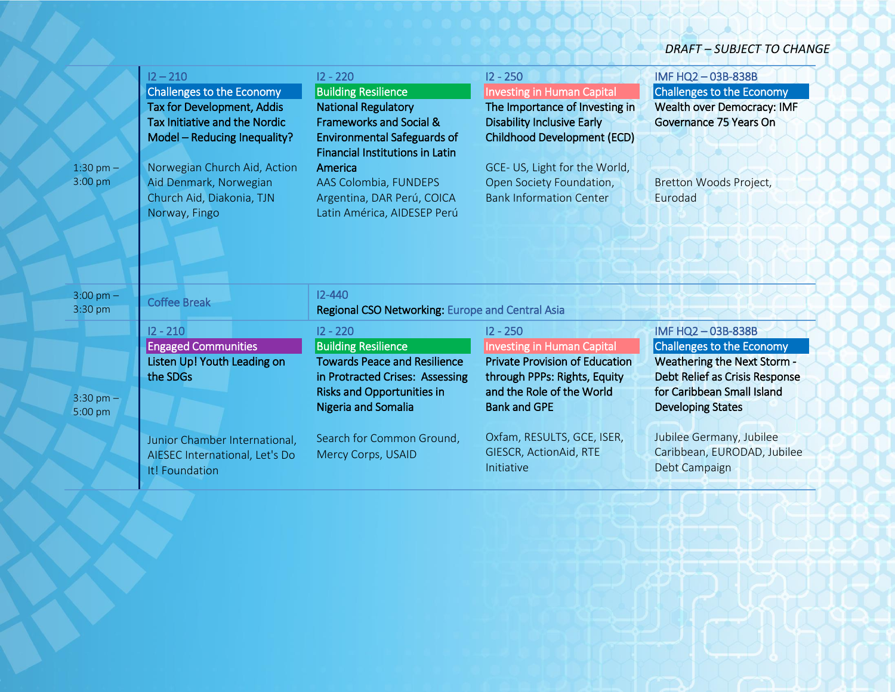*DRAFT – SUBJECT TO CHANGE*

| Time | I2 – 210 | I2 - 220 | I2 - 250 | IMF HQ2 – 03B-838B |
| --- | --- | --- | --- | --- |
| 1:30 pm – 3:00 pm | Challenges to the Economy<br>**Tax for Development, Addis Tax Initiative and the Nordic Model – Reducing Inequality?**<br>Norwegian Church Aid, Action Aid Denmark, Norwegian Church Aid, Diakonia, TJN Norway, Fingo | Building Resilience<br>**National Regulatory Frameworks and Social & Environmental Safeguards of Financial Institutions in Latin America**<br>AAS Colombia, FUNDEPS Argentina, DAR Perú, COICA Latin América, AIDESEP Perú | Investing in Human Capital<br>**The Importance of Investing in Disability Inclusive Early Childhood Development (ECD)**<br>GCE- US, Light for the World, Open Society Foundation, Bank Information Center | Challenges to the Economy<br>**Wealth over Democracy: IMF Governance 75 Years On**<br>Bretton Woods Project, Eurodad |
| 3:00 pm – 3:30 pm | Coffee Break | I2-440<br>**Regional CSO Networking:** Europe and Central Asia | | |
| 3:30 pm – 5:00 pm | I2 - 210<br>Engaged Communities<br>**Listen Up! Youth Leading on the SDGs**<br>Junior Chamber International, AIESEC International, Let's Do It! Foundation | I2 - 220<br>Building Resilience<br>**Towards Peace and Resilience in Protracted Crises: Assessing Risks and Opportunities in Nigeria and Somalia**<br>Search for Common Ground, Mercy Corps, USAID | I2 - 250<br>Investing in Human Capital<br>**Private Provision of Education through PPPs: Rights, Equity and the Role of the World Bank and GPE**<br>Oxfam, RESULTS, GCE, ISER, GIESCR, ActionAid, RTE Initiative | IMF HQ2 – 03B-838B<br>Challenges to the Economy<br>**Weathering the Next Storm - Debt Relief as Crisis Response for Caribbean Small Island Developing States**<br>Jubilee Germany, Jubilee Caribbean, EURODAD, Jubilee Debt Campaign |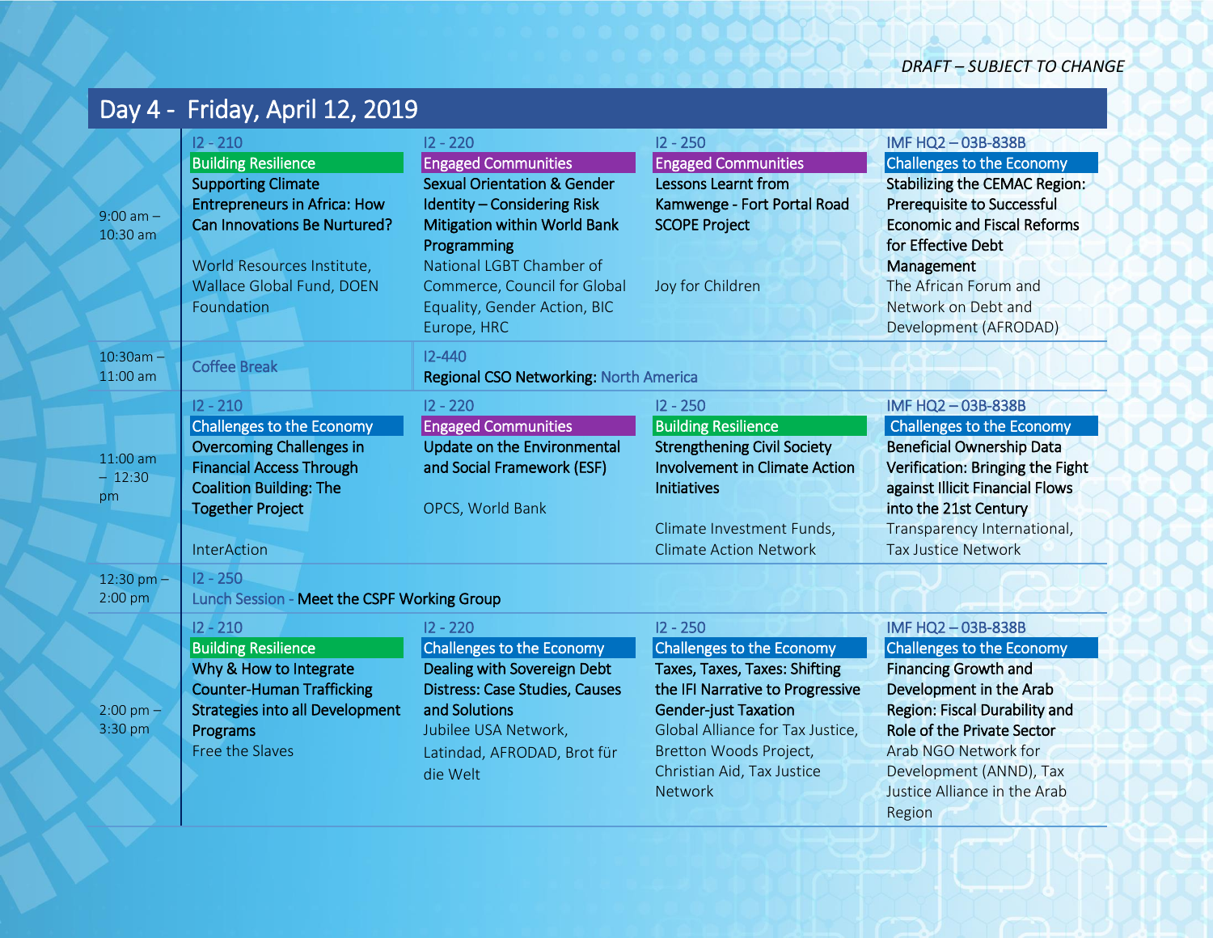*DRAFT – SUBJECT TO CHANGE*

# Day 4 - Friday, April 12, 2019

| | | | | |
|---|---|---|---|---|
| 9:00 am – 10:30 am | I2 - 210<br>Building Resilience<br>**Supporting Climate Entrepreneurs in Africa: How Can Innovations Be Nurtured?**<br>World Resources Institute, Wallace Global Fund, DOEN Foundation | I2 - 220<br>Engaged Communities<br>**Sexual Orientation & Gender Identity – Considering Risk Mitigation within World Bank Programming**<br>National LGBT Chamber of Commerce, Council for Global Equality, Gender Action, BIC Europe, HRC | I2 - 250<br>Engaged Communities<br>**Lessons Learnt from Kamwenge - Fort Portal Road SCOPE Project**<br>Joy for Children | IMF HQ2 – 03B-838B<br>Challenges to the Economy<br>**Stabilizing the CEMAC Region: Prerequisite to Successful Economic and Fiscal Reforms for Effective Debt Management**<br>The African Forum and Network on Debt and Development (AFRODAD) |
| 10:30am – 11:00 am | Coffee Break | I2-440<br>**Regional CSO Networking:** North America | | |
| 11:00 am – 12:30 pm | I2 - 210<br>Challenges to the Economy<br>**Overcoming Challenges in Financial Access Through Coalition Building: The Together Project**<br>InterAction | I2 - 220<br>Engaged Communities<br>**Update on the Environmental and Social Framework (ESF)**<br>OPCS, World Bank | I2 - 250<br>Building Resilience<br>**Strengthening Civil Society Involvement in Climate Action Initiatives**<br>Climate Investment Funds, Climate Action Network | IMF HQ2 – 03B-838B<br>Challenges to the Economy<br>**Beneficial Ownership Data Verification: Bringing the Fight against Illicit Financial Flows into the 21st Century**<br>Transparency International, Tax Justice Network |
| 12:30 pm – 2:00 pm | I2 - 250<br>Lunch Session - **Meet the CSPF Working Group** | | | |
| 2:00 pm – 3:30 pm | I2 - 210<br>Building Resilience<br>**Why & How to Integrate Counter-Human Trafficking Strategies into all Development Programs**<br>Free the Slaves | I2 - 220<br>Challenges to the Economy<br>**Dealing with Sovereign Debt Distress: Case Studies, Causes and Solutions**<br>Jubilee USA Network, Latindad, AFRODAD, Brot für die Welt | I2 - 250<br>Challenges to the Economy<br>**Taxes, Taxes, Taxes: Shifting the IFI Narrative to Progressive Gender-just Taxation**<br>Global Alliance for Tax Justice, Bretton Woods Project, Christian Aid, Tax Justice Network | IMF HQ2 – 03B-838B<br>Challenges to the Economy<br>**Financing Growth and Development in the Arab Region: Fiscal Durability and Role of the Private Sector**<br>Arab NGO Network for Development (ANND), Tax Justice Alliance in the Arab Region |